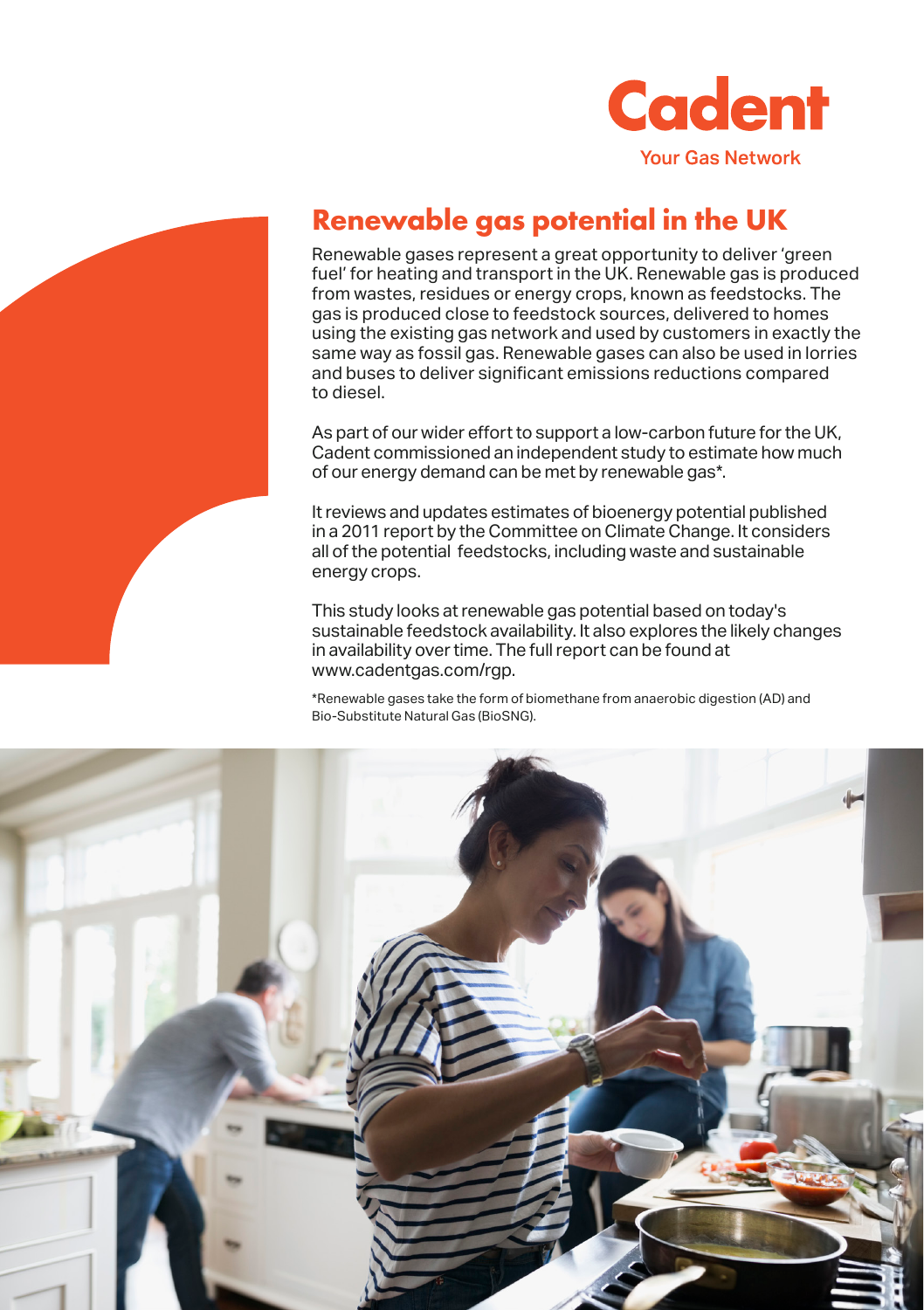Cadent
Your Gas Network

# Renewable gas potential in the UK

Renewable gases represent a great opportunity to deliver 'green fuel' for heating and transport in the UK. Renewable gas is produced from wastes, residues or energy crops, known as feedstocks. The gas is produced close to feedstock sources, delivered to homes using the existing gas network and used by customers in exactly the same way as fossil gas. Renewable gases can also be used in lorries and buses to deliver significant emissions reductions compared to diesel.

As part of our wider effort to support a low-carbon future for the UK, Cadent commissioned an independent study to estimate how much of our energy demand can be met by renewable gas*.

It reviews and updates estimates of bioenergy potential published in a 2011 report by the Committee on Climate Change. It considers all of the potential feedstocks, including waste and sustainable energy crops.

This study looks at renewable gas potential based on today's sustainable feedstock availability. It also explores the likely changes in availability over time. The full report can be found at www.cadentgas.com/rgp.

*Renewable gases take the form of biomethane from anaerobic digestion (AD) and Bio-Substitute Natural Gas (BioSNG).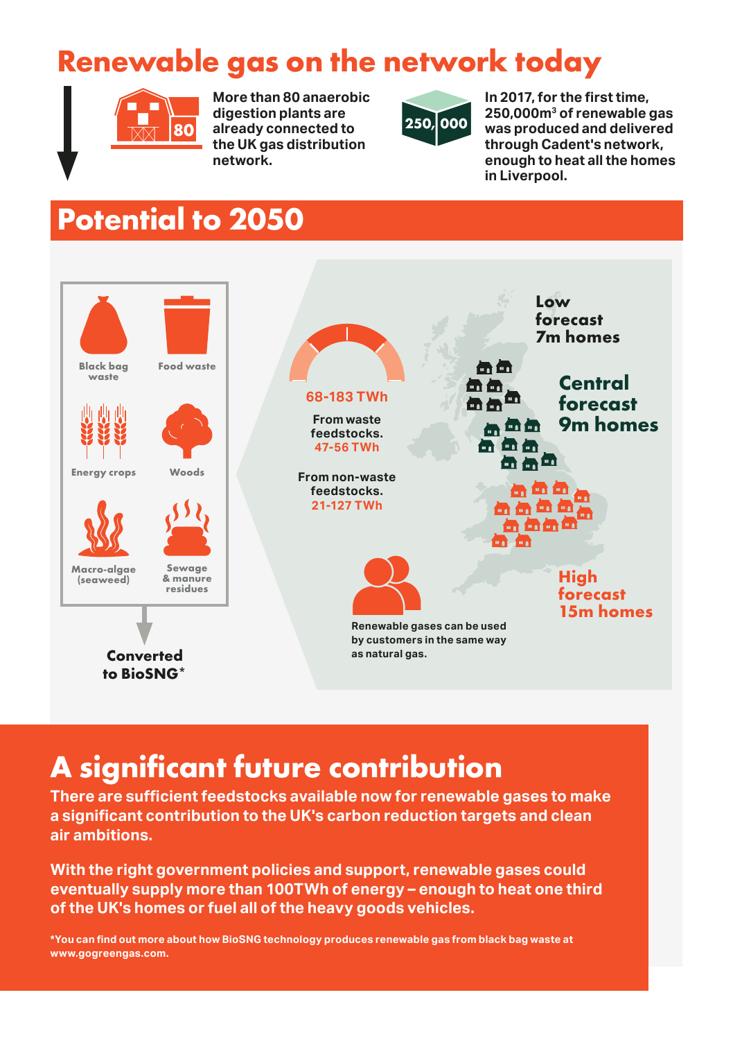# Renewable gas on the network today

80

More than 80 anaerobic digestion plants are already connected to the UK gas distribution network.

250,000

In 2017, for the first time, 250,000m³ of renewable gas was produced and delivered through Cadent's network, enough to heat all the homes in Liverpool.

## Potential to 2050

Black bag waste

Food waste

Energy crops

Woods

Macro-algae (seaweed)

Sewage & manure residues

Converted to BioSNG*

68-183 TWh

From waste feedstocks. 47-56 TWh

From non-waste feedstocks. 21-127 TWh

Low forecast 7m homes

Central forecast 9m homes

High forecast 15m homes

Renewable gases can be used by customers in the same way as natural gas.

## A significant future contribution

**There are sufficient feedstocks available now for renewable gases to make a significant contribution to the UK's carbon reduction targets and clean air ambitions.**

**With the right government policies and support, renewable gases could eventually supply more than 100TWh of energy – enough to heat one third of the UK's homes or fuel all of the heavy goods vehicles.**

*You can find out more about how BioSNG technology produces renewable gas from black bag waste at www.gogreengas.com.